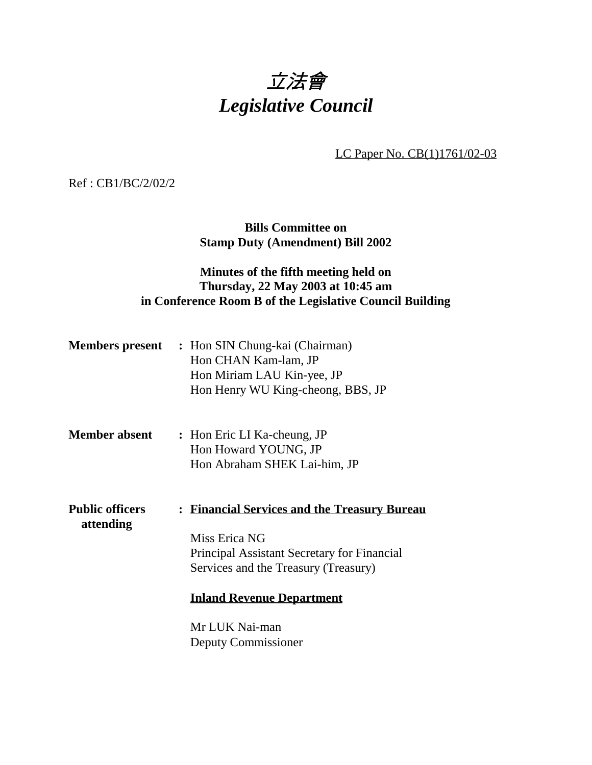# 立法會
# *Legislative Council*

LC Paper No. CB(1)1761/02-03

Ref : CB1/BC/2/02/2

**Bills Committee on**
**Stamp Duty (Amendment) Bill 2002**

**Minutes of the fifth meeting held on**
**Thursday, 22 May 2003 at 10:45 am**
**in Conference Room B of the Legislative Council Building**

**Members present** : Hon SIN Chung-kai (Chairman)
Hon CHAN Kam-lam, JP
Hon Miriam LAU Kin-yee, JP
Hon Henry WU King-cheong, BBS, JP

**Member absent** : Hon Eric LI Ka-cheung, JP
Hon Howard YOUNG, JP
Hon Abraham SHEK Lai-him, JP

**Public officers attending** : **Financial Services and the Treasury Bureau**

Miss Erica NG
Principal Assistant Secretary for Financial Services and the Treasury (Treasury)

**Inland Revenue Department**

Mr LUK Nai-man
Deputy Commissioner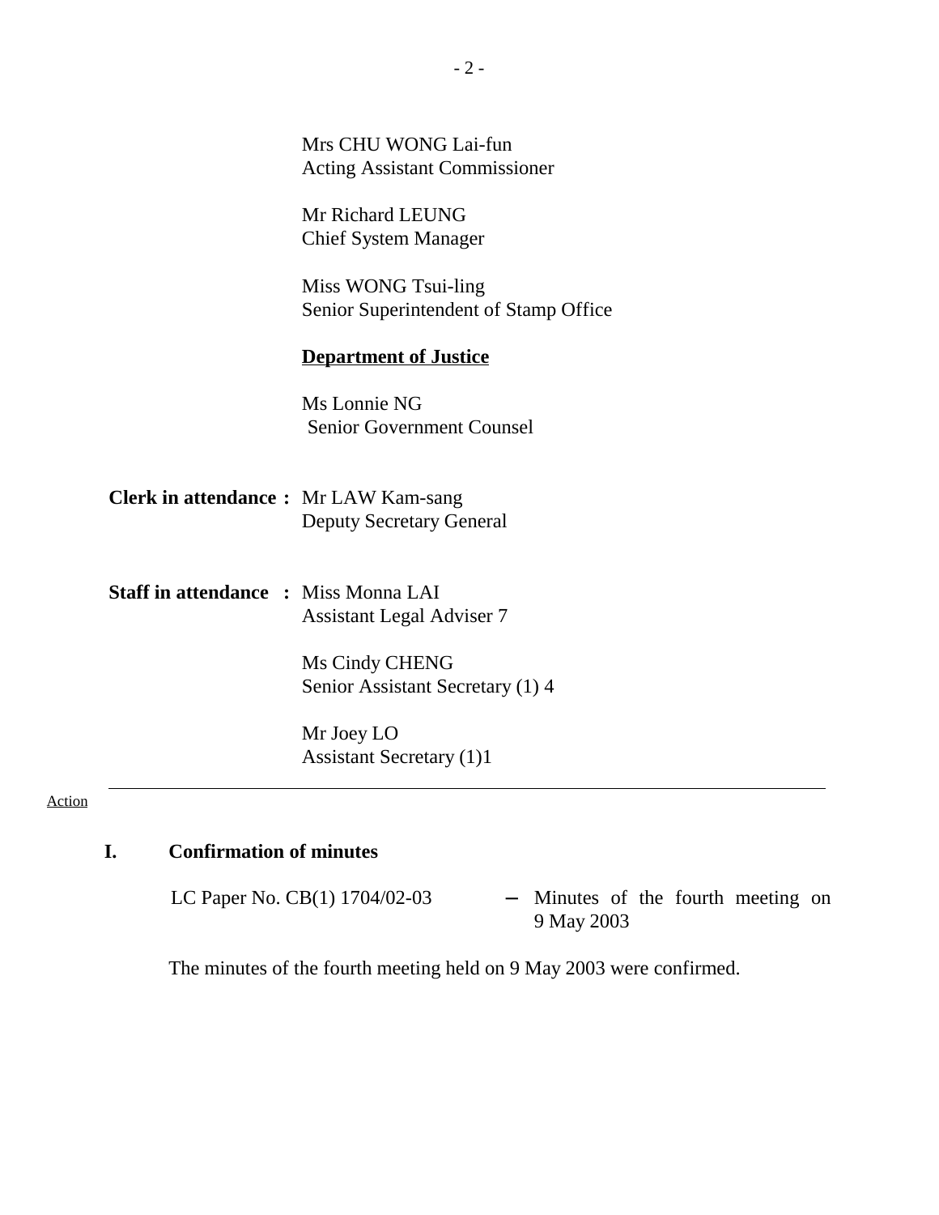Mrs CHU WONG Lai-fun
Acting Assistant Commissioner

Mr Richard LEUNG
Chief System Manager

Miss WONG Tsui-ling
Senior Superintendent of Stamp Office

**Department of Justice**

Ms Lonnie NG
Senior Government Counsel

**Clerk in attendance :** Mr LAW Kam-sang
Deputy Secretary General

**Staff in attendance :** Miss Monna LAI
Assistant Legal Adviser 7

Ms Cindy CHENG
Senior Assistant Secretary (1) 4

Mr Joey LO
Assistant Secretary (1)1

---

Action

## I. Confirmation of minutes

LC Paper No. CB(1) 1704/02-03 – Minutes of the fourth meeting on 9 May 2003

The minutes of the fourth meeting held on 9 May 2003 were confirmed.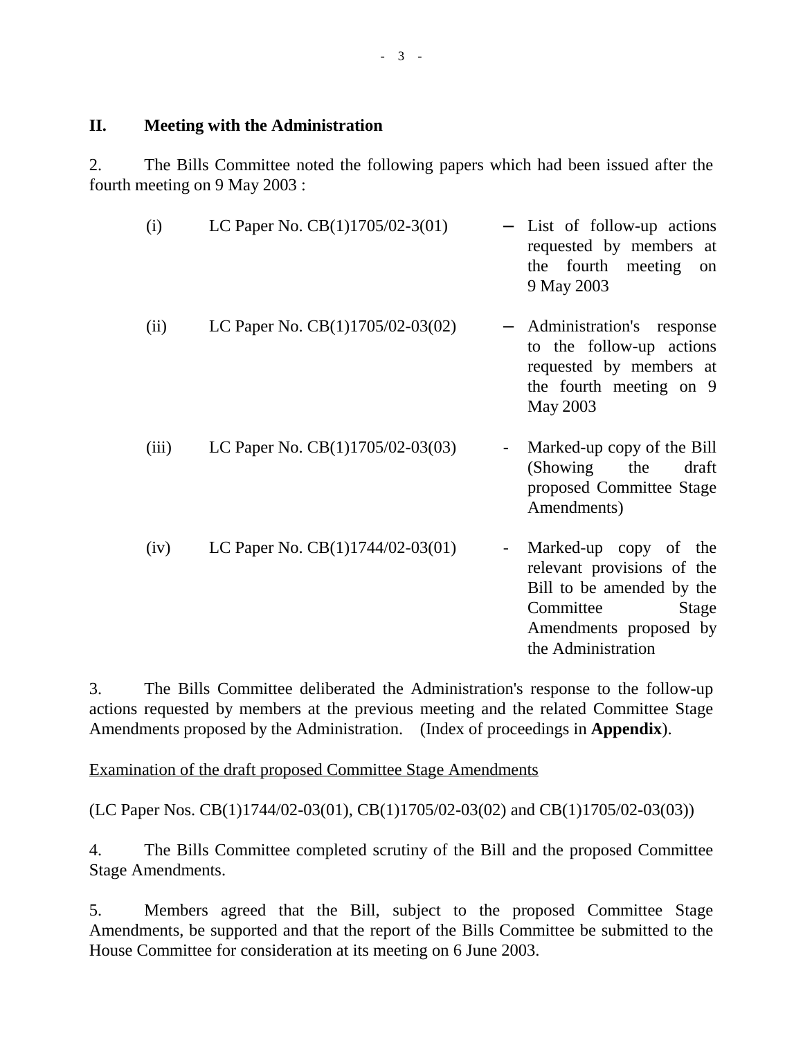## II. Meeting with the Administration

2. The Bills Committee noted the following papers which had been issued after the fourth meeting on 9 May 2003 :

| | | | |
|---|---|---|---|
| (i) | LC Paper No. CB(1)1705/02-3(01) | – | List of follow-up actions requested by members at the fourth meeting on 9 May 2003 |
| (ii) | LC Paper No. CB(1)1705/02-03(02) | – | Administration's response to the follow-up actions requested by members at the fourth meeting on 9 May 2003 |
| (iii) | LC Paper No. CB(1)1705/02-03(03) | - | Marked-up copy of the Bill (Showing the draft proposed Committee Stage Amendments) |
| (iv) | LC Paper No. CB(1)1744/02-03(01) | - | Marked-up copy of the relevant provisions of the Bill to be amended by the Committee Stage Amendments proposed by the Administration |

3. The Bills Committee deliberated the Administration's response to the follow-up actions requested by members at the previous meeting and the related Committee Stage Amendments proposed by the Administration. (Index of proceedings in **Appendix**).

Examination of the draft proposed Committee Stage Amendments

(LC Paper Nos. CB(1)1744/02-03(01), CB(1)1705/02-03(02) and CB(1)1705/02-03(03))

4. The Bills Committee completed scrutiny of the Bill and the proposed Committee Stage Amendments.

5. Members agreed that the Bill, subject to the proposed Committee Stage Amendments, be supported and that the report of the Bills Committee be submitted to the House Committee for consideration at its meeting on 6 June 2003.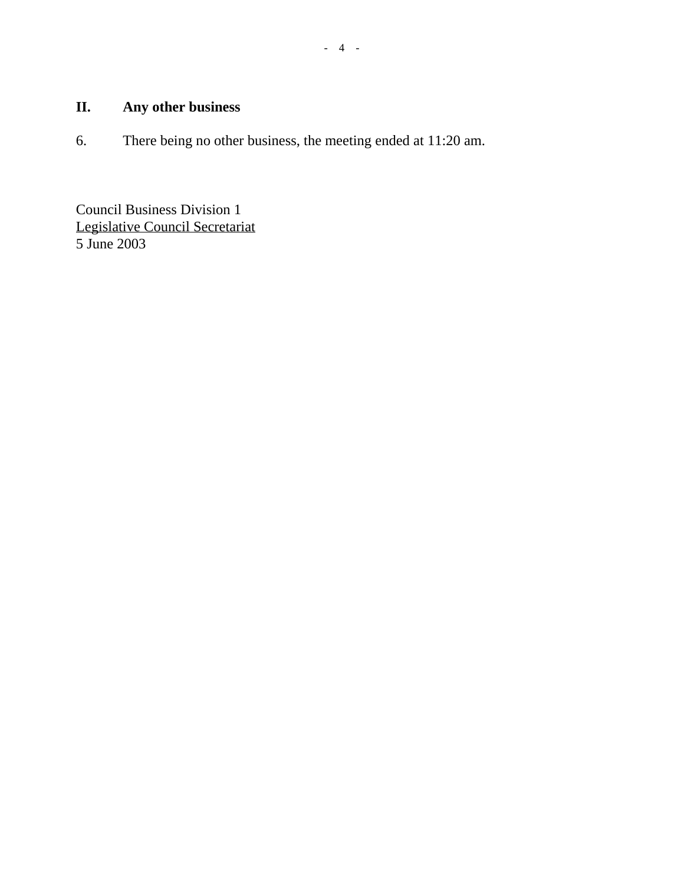## II. Any other business

6. There being no other business, the meeting ended at 11:20 am.

Council Business Division 1
Legislative Council Secretariat
5 June 2003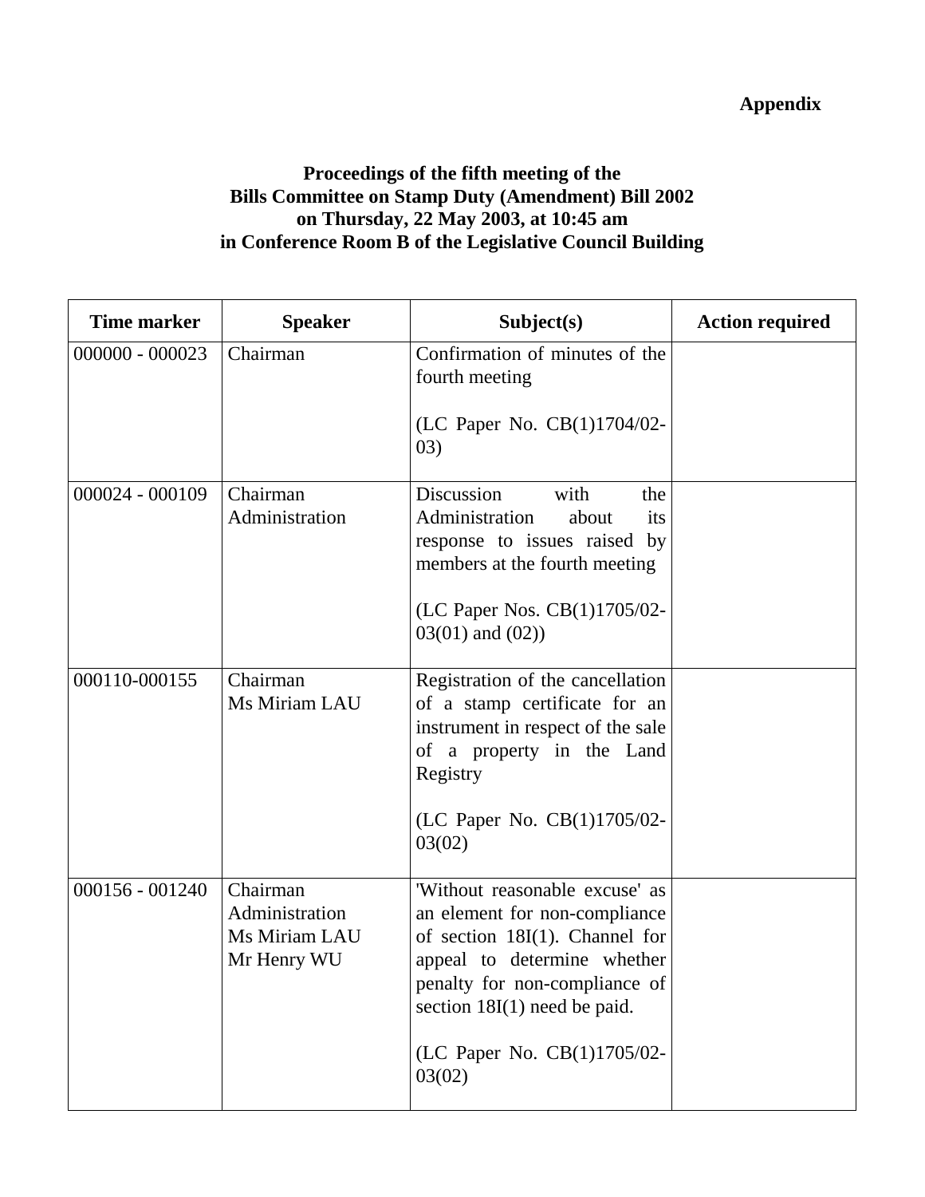**Appendix**

**Proceedings of the fifth meeting of the Bills Committee on Stamp Duty (Amendment) Bill 2002 on Thursday, 22 May 2003, at 10:45 am in Conference Room B of the Legislative Council Building**

| Time marker | Speaker | Subject(s) | Action required |
|---|---|---|---|
| 000000 - 000023 | Chairman | Confirmation of minutes of the fourth meeting<br><br>(LC Paper No. CB(1)1704/02-03) | |
| 000024 - 000109 | Chairman<br>Administration | Discussion with the Administration about its response to issues raised by members at the fourth meeting<br><br>(LC Paper Nos. CB(1)1705/02-03(01) and (02)) | |
| 000110-000155 | Chairman<br>Ms Miriam LAU | Registration of the cancellation of a stamp certificate for an instrument in respect of the sale of a property in the Land Registry<br><br>(LC Paper No. CB(1)1705/02-03(02) | |
| 000156 - 001240 | Chairman<br>Administration<br>Ms Miriam LAU<br>Mr Henry WU | 'Without reasonable excuse' as an element for non-compliance of section 18I(1). Channel for appeal to determine whether penalty for non-compliance of section 18I(1) need be paid.<br><br>(LC Paper No. CB(1)1705/02-03(02) | |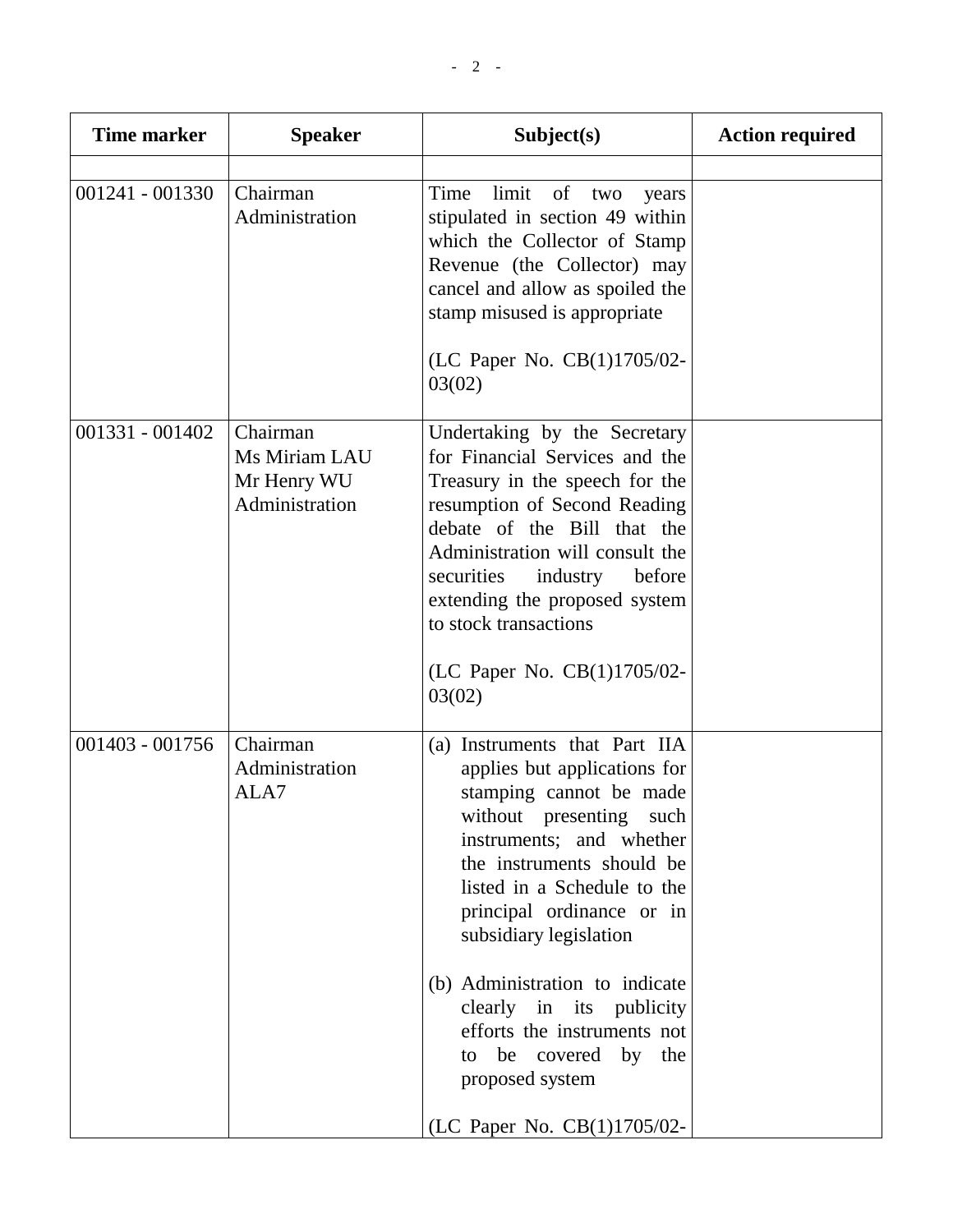| Time marker | Speaker | Subject(s) | Action required |
|---|---|---|---|
| | | | |
| 001241 - 001330 | Chairman<br>Administration | Time limit of two years stipulated in section 49 within which the Collector of Stamp Revenue (the Collector) may cancel and allow as spoiled the stamp misused is appropriate<br><br>(LC Paper No. CB(1)1705/02-03(02) | |
| 001331 - 001402 | Chairman<br>Ms Miriam LAU<br>Mr Henry WU<br>Administration | Undertaking by the Secretary for Financial Services and the Treasury in the speech for the resumption of Second Reading debate of the Bill that the Administration will consult the securities industry before extending the proposed system to stock transactions<br><br>(LC Paper No. CB(1)1705/02-03(02) | |
| 001403 - 001756 | Chairman<br>Administration<br>ALA7 | (a) Instruments that Part IIA applies but applications for stamping cannot be made without presenting such instruments; and whether the instruments should be listed in a Schedule to the principal ordinance or in subsidiary legislation<br><br>(b) Administration to indicate clearly in its publicity efforts the instruments not to be covered by the proposed system<br><br>(LC Paper No. CB(1)1705/02- | |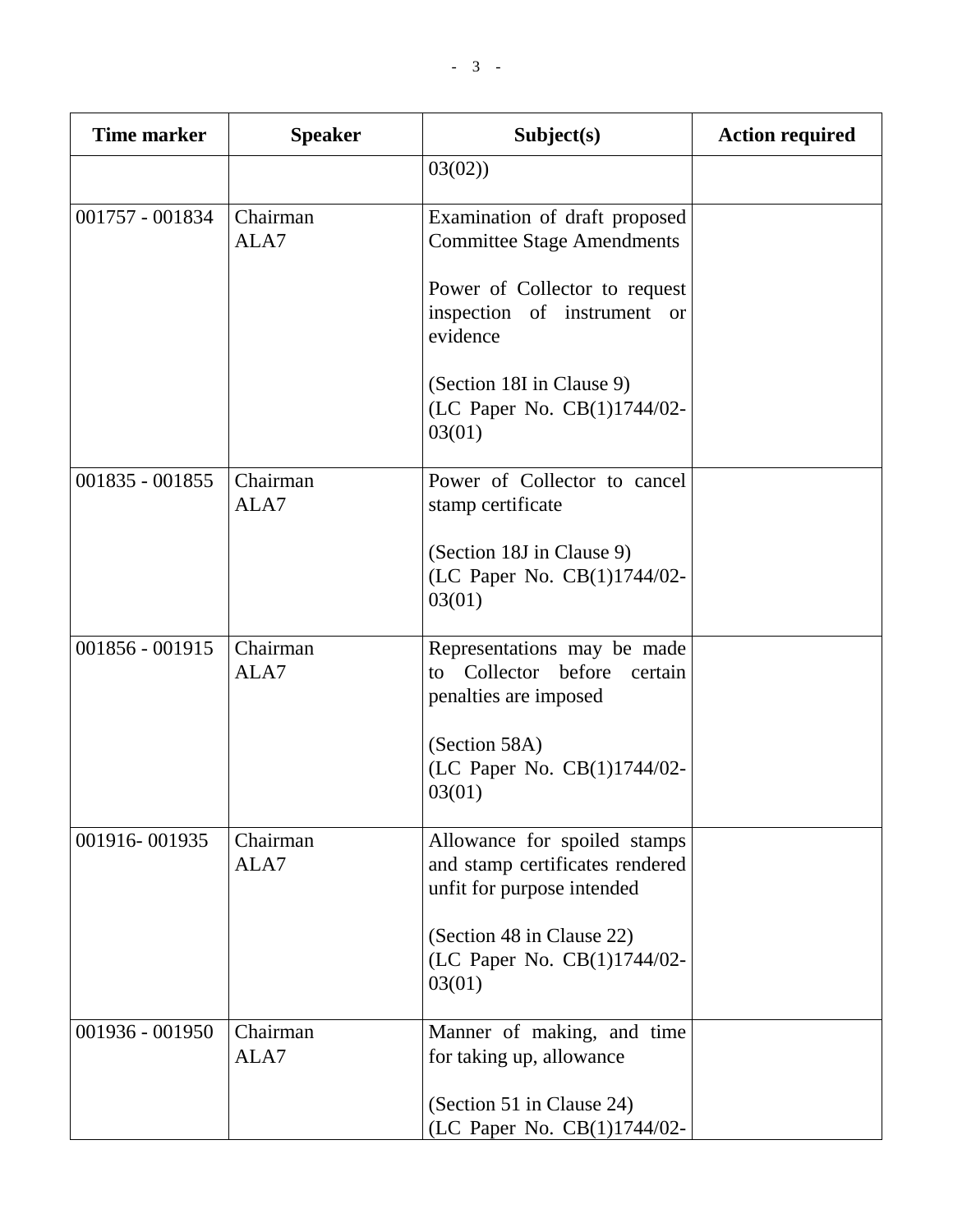| Time marker | Speaker | Subject(s) | Action required |
|---|---|---|---|
| | | 03(02)) | |
| 001757 - 001834 | Chairman<br>ALA7 | Examination of draft proposed Committee Stage Amendments<br><br>Power of Collector to request inspection of instrument or evidence<br><br>(Section 18I in Clause 9)<br>(LC Paper No. CB(1)1744/02-03(01) | |
| 001835 - 001855 | Chairman<br>ALA7 | Power of Collector to cancel stamp certificate<br><br>(Section 18J in Clause 9)<br>(LC Paper No. CB(1)1744/02-03(01) | |
| 001856 - 001915 | Chairman<br>ALA7 | Representations may be made to Collector before certain penalties are imposed<br><br>(Section 58A)<br>(LC Paper No. CB(1)1744/02-03(01) | |
| 001916- 001935 | Chairman<br>ALA7 | Allowance for spoiled stamps and stamp certificates rendered unfit for purpose intended<br><br>(Section 48 in Clause 22)<br>(LC Paper No. CB(1)1744/02-03(01) | |
| 001936 - 001950 | Chairman<br>ALA7 | Manner of making, and time for taking up, allowance<br><br>(Section 51 in Clause 24)<br>(LC Paper No. CB(1)1744/02- | |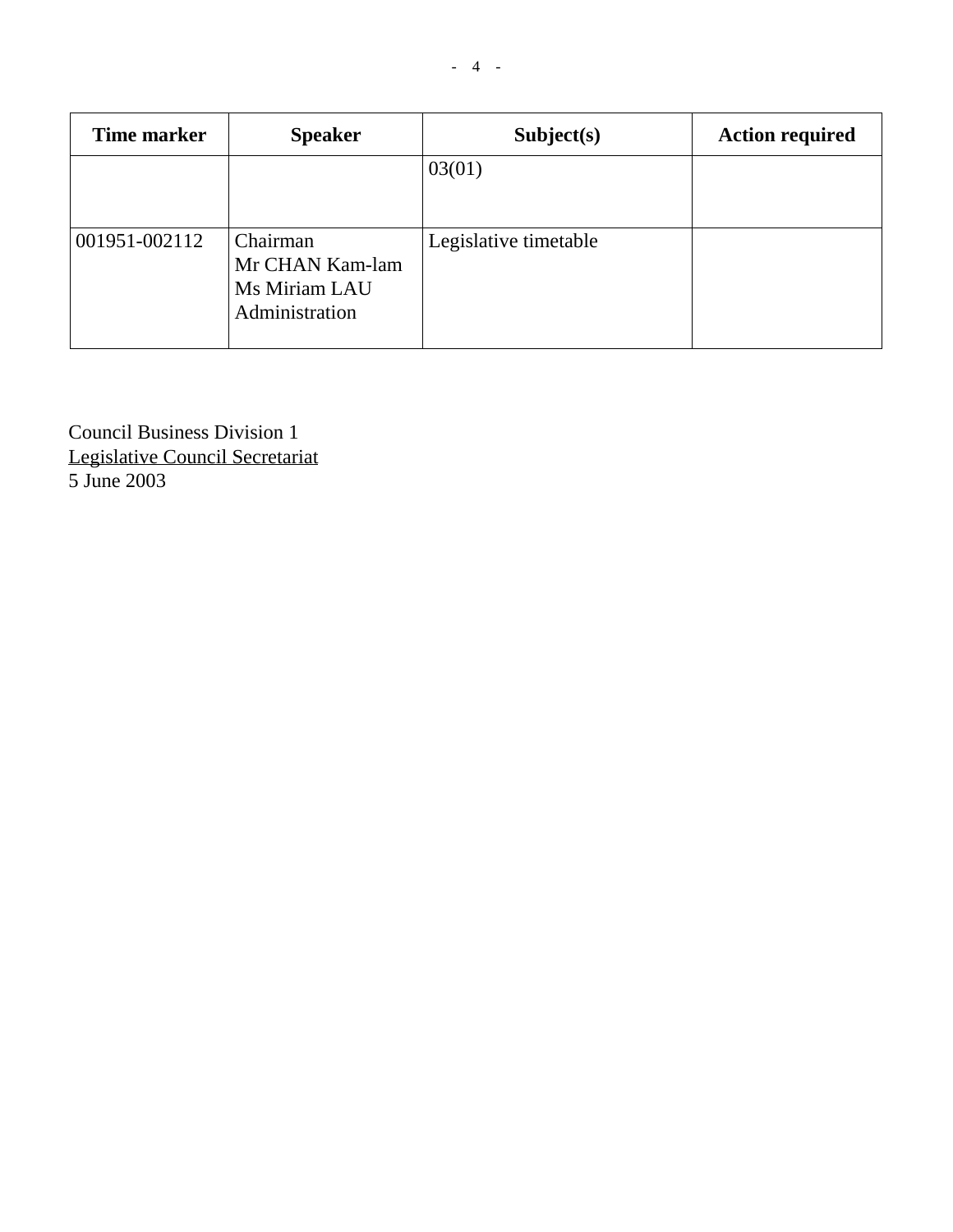| Time marker | Speaker | Subject(s) | Action required |
|---|---|---|---|
| | | 03(01) | |
| 001951-002112 | Chairman<br>Mr CHAN Kam-lam<br>Ms Miriam LAU<br>Administration | Legislative timetable | |

Council Business Division 1
Legislative Council Secretariat
5 June 2003